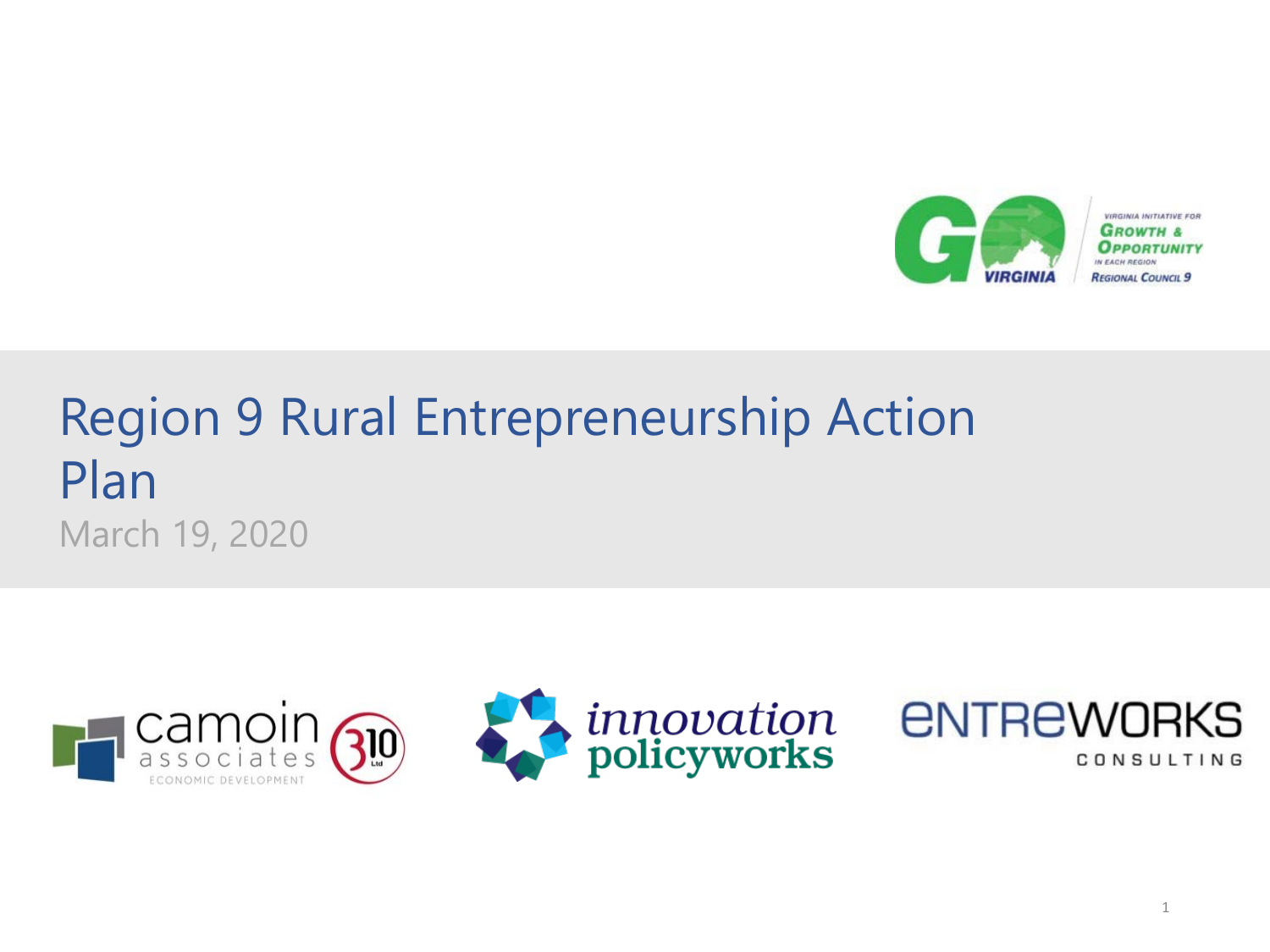# Region 9 Rural Entrepreneurship Action Plan

March 19, 2020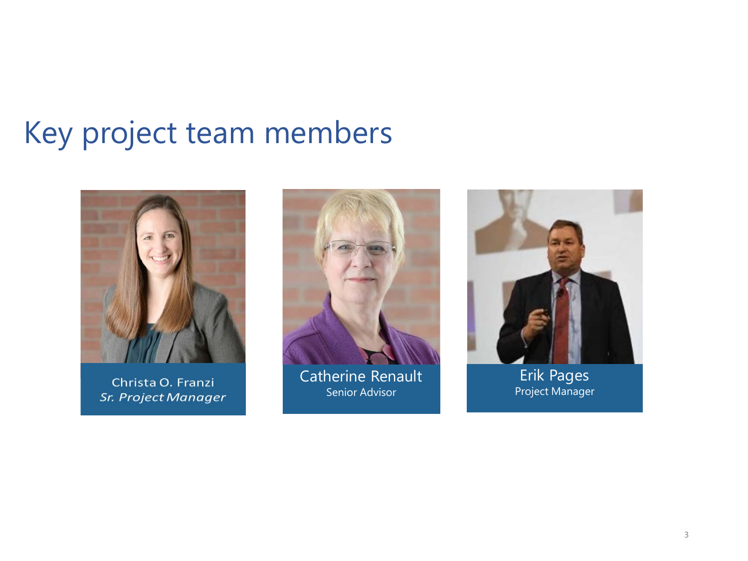# Key project team members

Christa O. Franzi
*Sr. Project Manager*

Catherine Renault
Senior Advisor

Erik Pages
Project Manager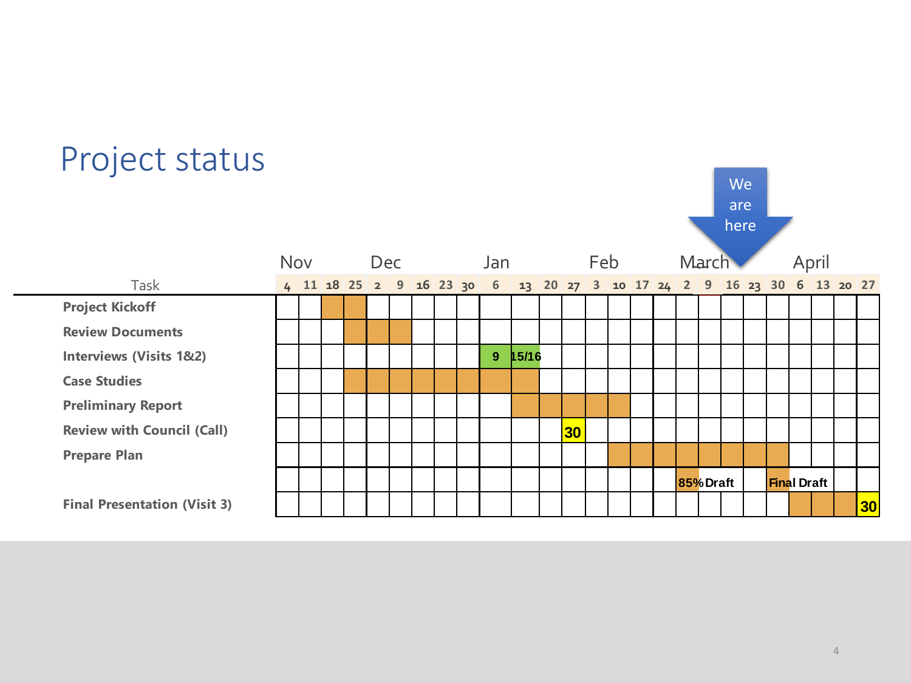# Project status

We are here

| Task | 4 | 11 | 18 | 25 | 2 | 9 | 16 | 23 | 30 | 6 | 13 | 20 | 27 | 3 | 10 | 17 | 24 | 2 | 9 | 16 | 23 | 30 | 6 | 13 | 20 | 27 |
|---|---|---|---|---|---|---|---|---|---|---|---|---|---|---|---|---|---|---|---|---|---|---|---|---|---|---|
| | Nov | | | | Dec | | | | | Jan | | | | Feb | | | | March | | | | | April | | | |
| Project Kickoff | | | ■ | ■ | | | | | | | | | | | | | | | | | | | | | | |
| Review Documents | | | | ■ | ■ | ■ | | | | | | | | | | | | | | | | | | | | |
| Interviews (Visits 1&2) | | | | | | | | | | 9 | 15/16 | | | | | | | | | | | | | | | |
| Case Studies | | | | ■ | ■ | ■ | ■ | ■ | ■ | ■ | ■ | | | | | | | | | | | | | | | |
| Preliminary Report | | | | | | | | | | | ■ | ■ | ■ | ■ | ■ | | | | | | | | | | | |
| Review with Council (Call) | | | | | | | | | | | | | 30 | | | | | | | | | | | | | |
| Prepare Plan | | | | | | | | | | | | | | | ■ | ■ | ■ | ■ | ■ | ■ | ■ | ■ | | | | |
| | | | | | | | | | | | | | | | | | | 85% Draft | | | | Final Draft | | | | |
| Final Presentation (Visit 3) | | | | | | | | | | | | | | | | | | | | | | | ■ | ■ | ■ | 30 |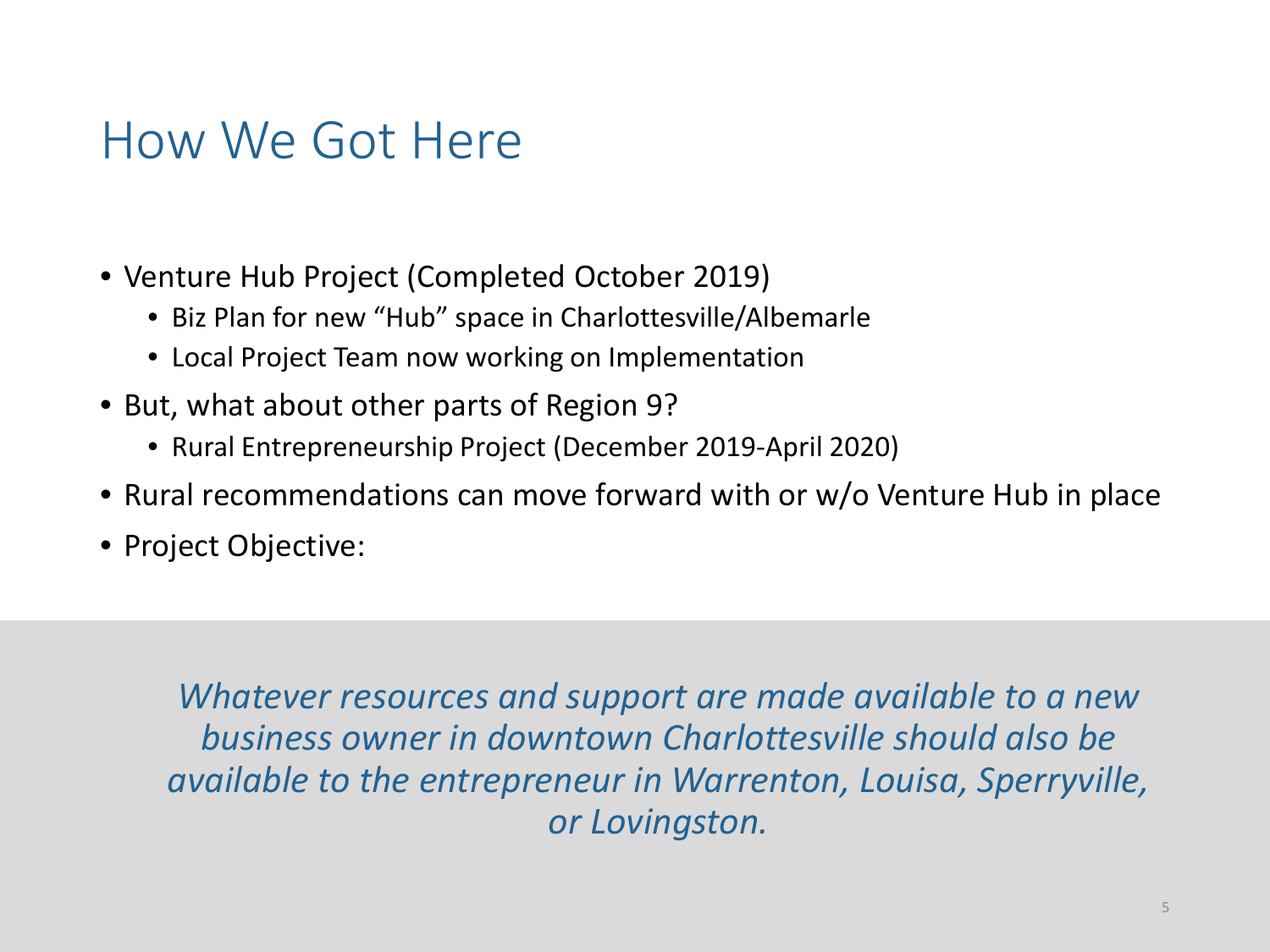# How We Got Here

- Venture Hub Project (Completed October 2019)
  - Biz Plan for new “Hub” space in Charlottesville/Albemarle
  - Local Project Team now working on Implementation
- But, what about other parts of Region 9?
  - Rural Entrepreneurship Project (December 2019-April 2020)
- Rural recommendations can move forward with or w/o Venture Hub in place
- Project Objective:

*Whatever resources and support are made available to a new business owner in downtown Charlottesville should also be available to the entrepreneur in Warrenton, Louisa, Sperryville, or Lovingston.*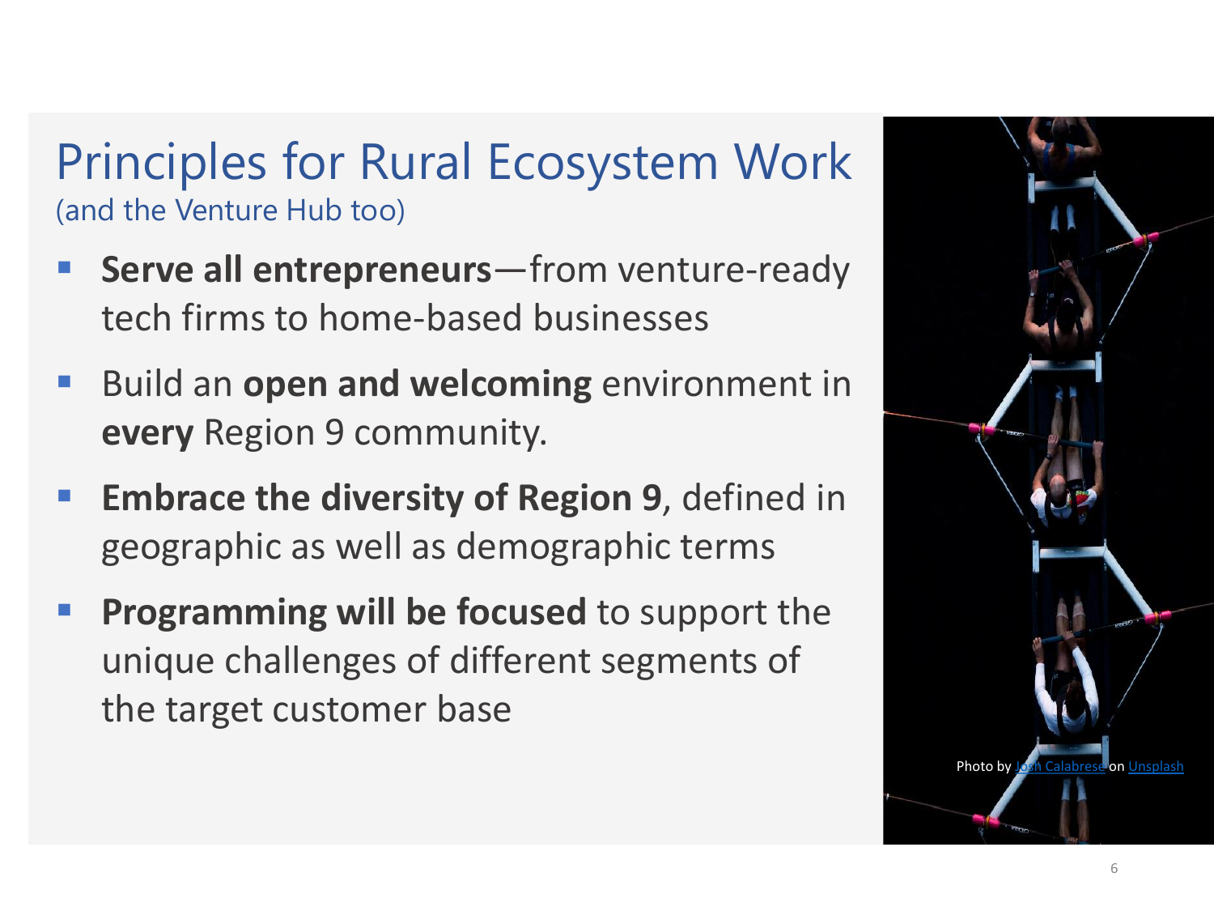# Principles for Rural Ecosystem Work

(and the Venture Hub too)

- **Serve all entrepreneurs**—from venture-ready tech firms to home-based businesses
- Build an **open and welcoming** environment in **every** Region 9 community.
- **Embrace the diversity of Region 9**, defined in geographic as well as demographic terms
- **Programming will be focused** to support the unique challenges of different segments of the target customer base

Photo by Josh Calabrese on Unsplash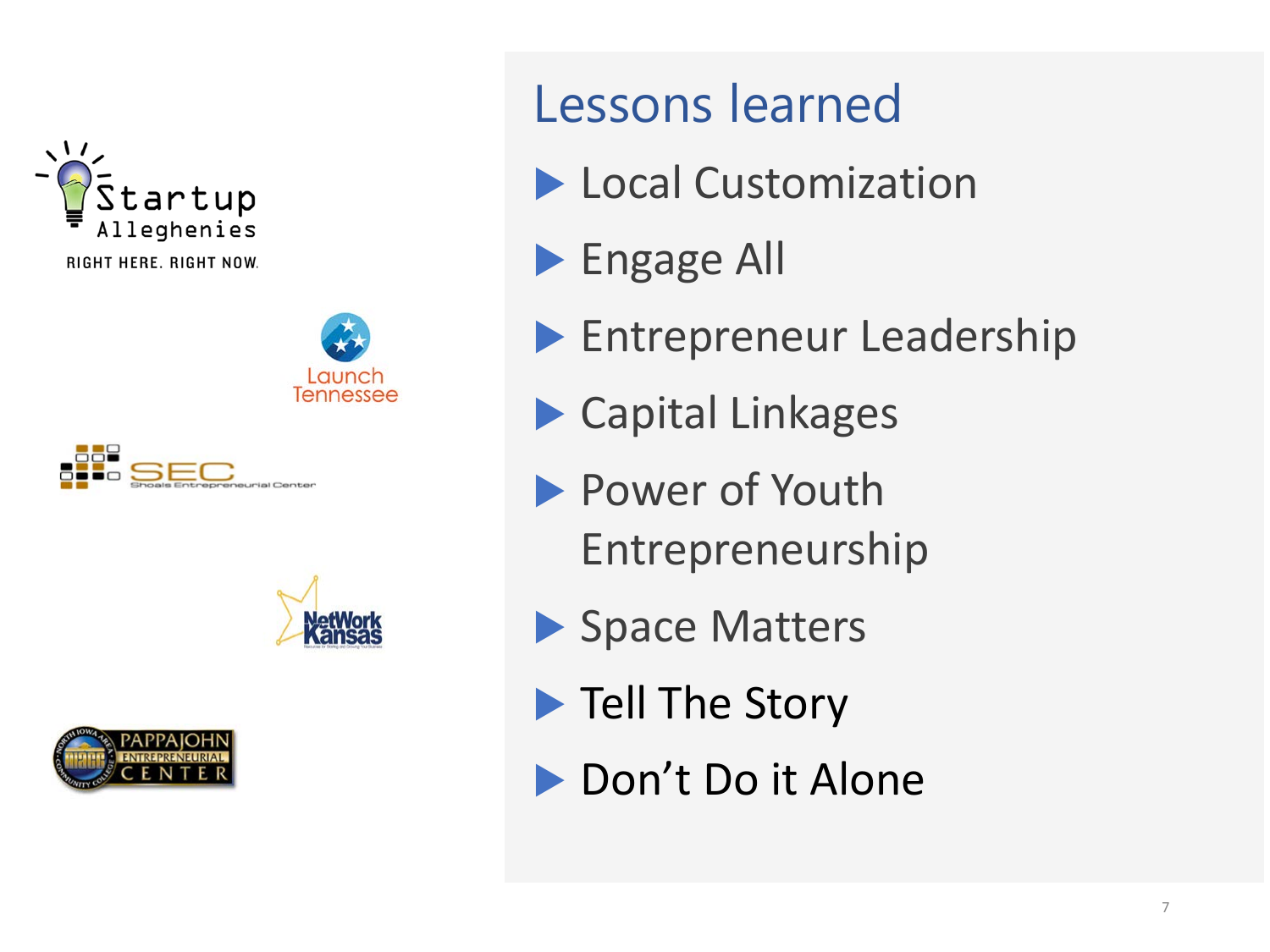# Lessons learned

- Local Customization
- Engage All
- Entrepreneur Leadership
- Capital Linkages
- Power of Youth Entrepreneurship
- Space Matters
- Tell The Story
- Don't Do it Alone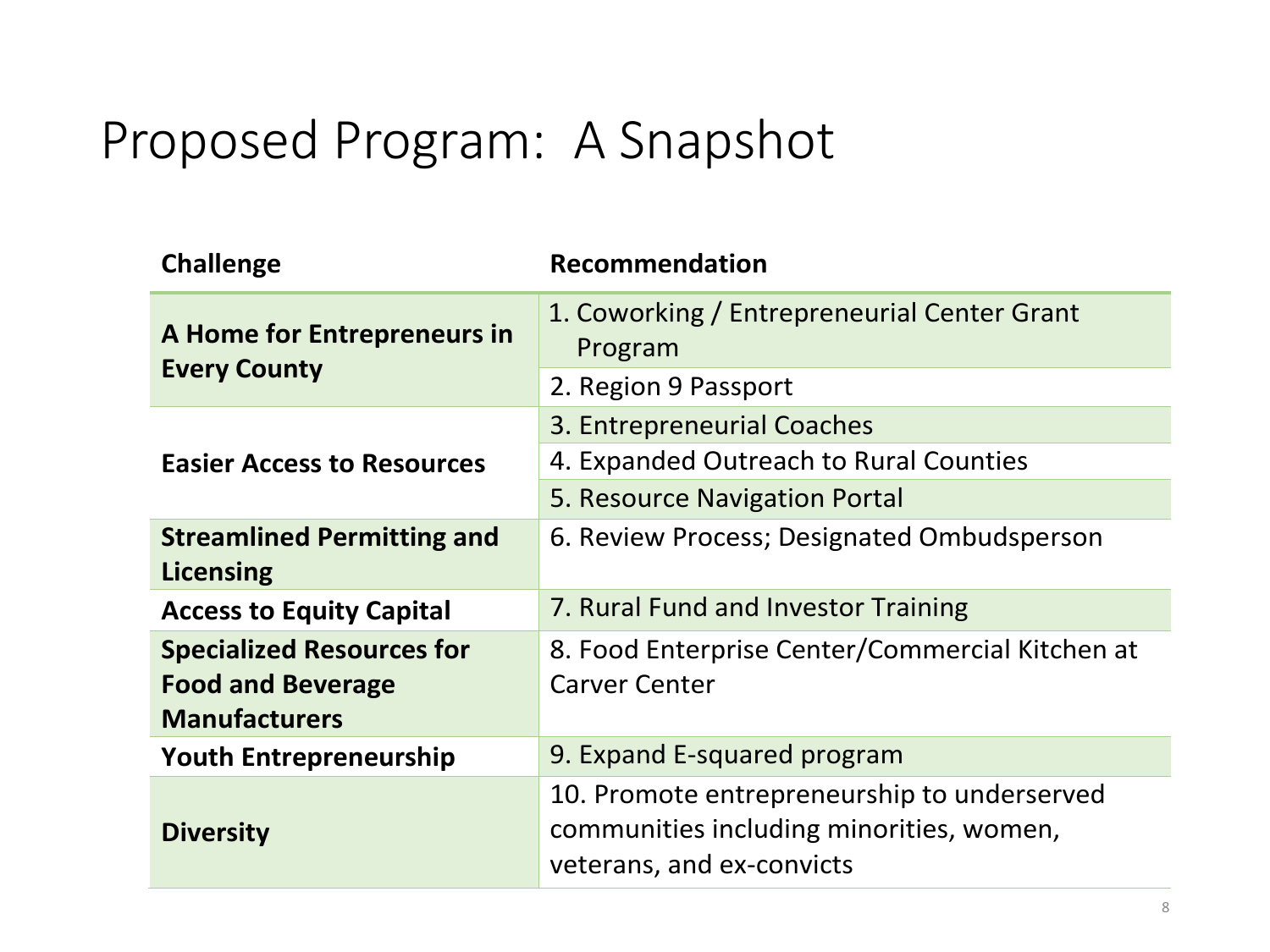# Proposed Program: A Snapshot

| Challenge | Recommendation |
|---|---|
| **A Home for Entrepreneurs in Every County** | 1. Coworking / Entrepreneurial Center Grant Program |
| | 2. Region 9 Passport |
| **Easier Access to Resources** | 3. Entrepreneurial Coaches |
| | 4. Expanded Outreach to Rural Counties |
| | 5. Resource Navigation Portal |
| **Streamlined Permitting and Licensing** | 6. Review Process; Designated Ombudsperson |
| **Access to Equity Capital** | 7. Rural Fund and Investor Training |
| **Specialized Resources for Food and Beverage Manufacturers** | 8. Food Enterprise Center/Commercial Kitchen at Carver Center |
| **Youth Entrepreneurship** | 9. Expand E-squared program |
| **Diversity** | 10. Promote entrepreneurship to underserved communities including minorities, women, veterans, and ex-convicts |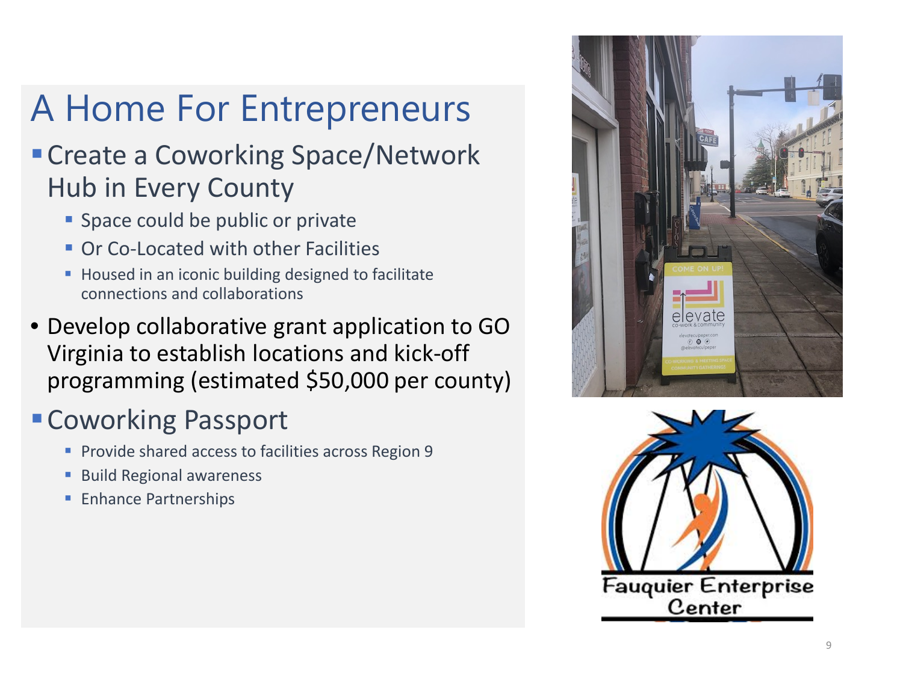# A Home For Entrepreneurs

- Create a Coworking Space/Network Hub in Every County
  - Space could be public or private
  - Or Co-Located with other Facilities
  - Housed in an iconic building designed to facilitate connections and collaborations
- Develop collaborative grant application to GO Virginia to establish locations and kick-off programming (estimated $50,000 per county)
- Coworking Passport
  - Provide shared access to facilities across Region 9
  - Build Regional awareness
  - Enhance Partnerships

Fauquier Enterprise Center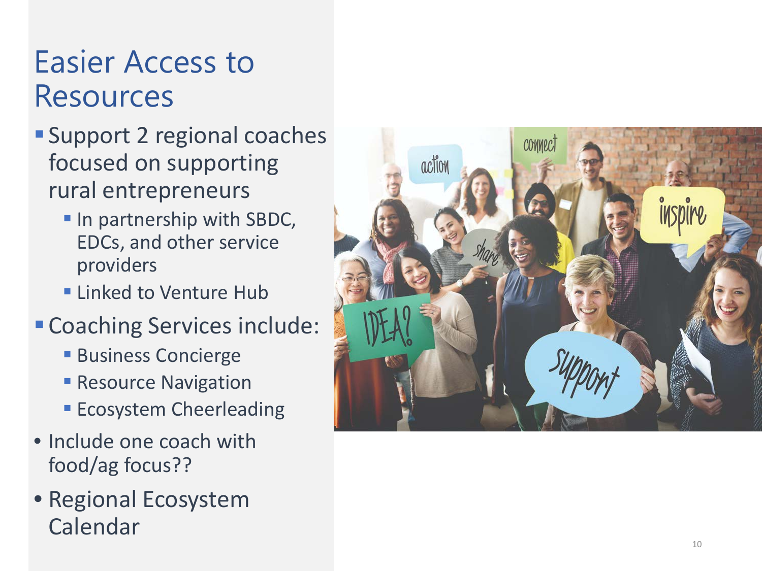# Easier Access to Resources

- Support 2 regional coaches focused on supporting rural entrepreneurs
  - In partnership with SBDC, EDCs, and other service providers
  - Linked to Venture Hub
- Coaching Services include:
  - Business Concierge
  - Resource Navigation
  - Ecosystem Cheerleading
- Include one coach with food/ag focus??
- Regional Ecosystem Calendar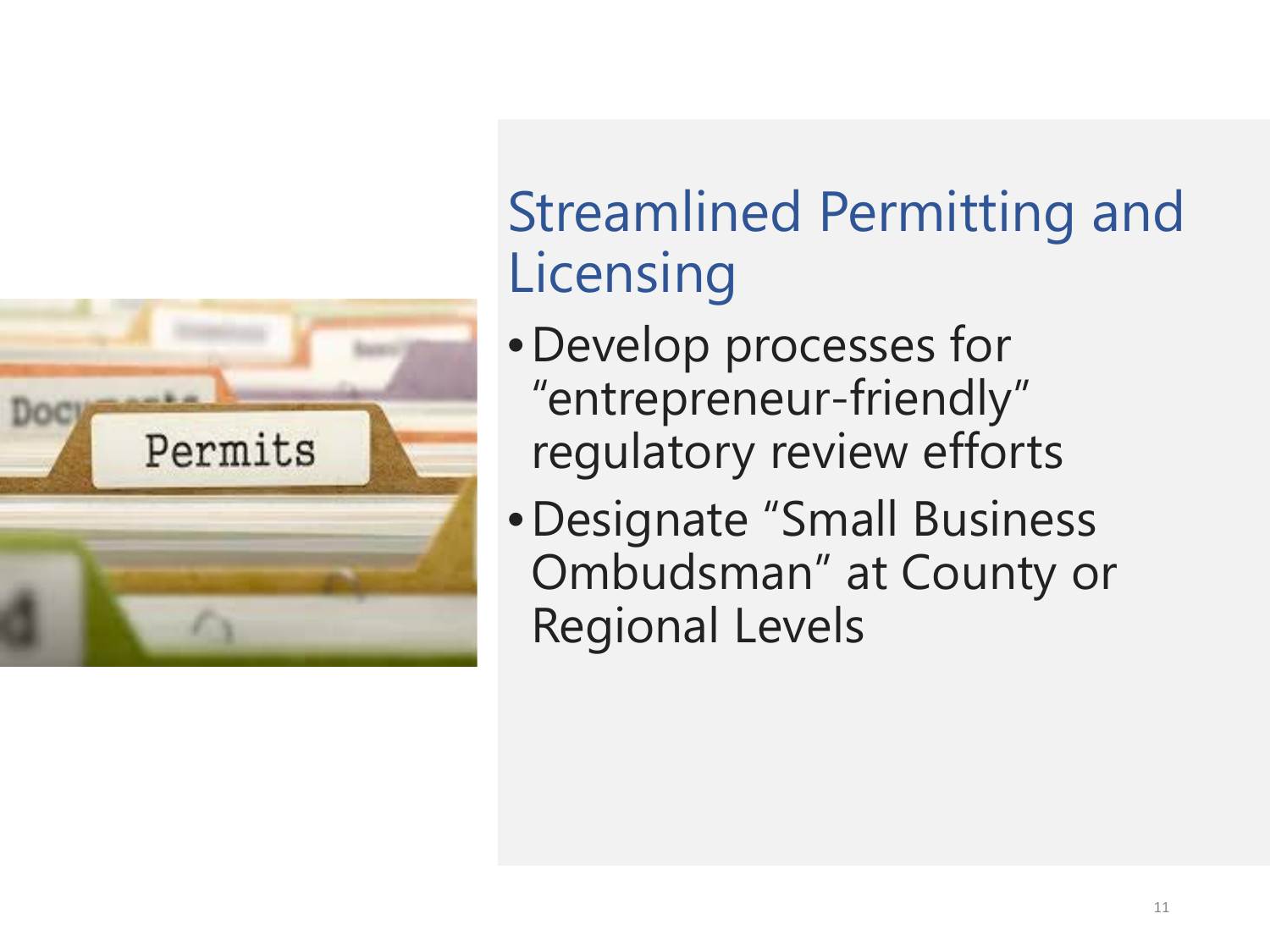# Streamlined Permitting and Licensing

- Develop processes for "entrepreneur-friendly" regulatory review efforts
- Designate "Small Business Ombudsman" at County or Regional Levels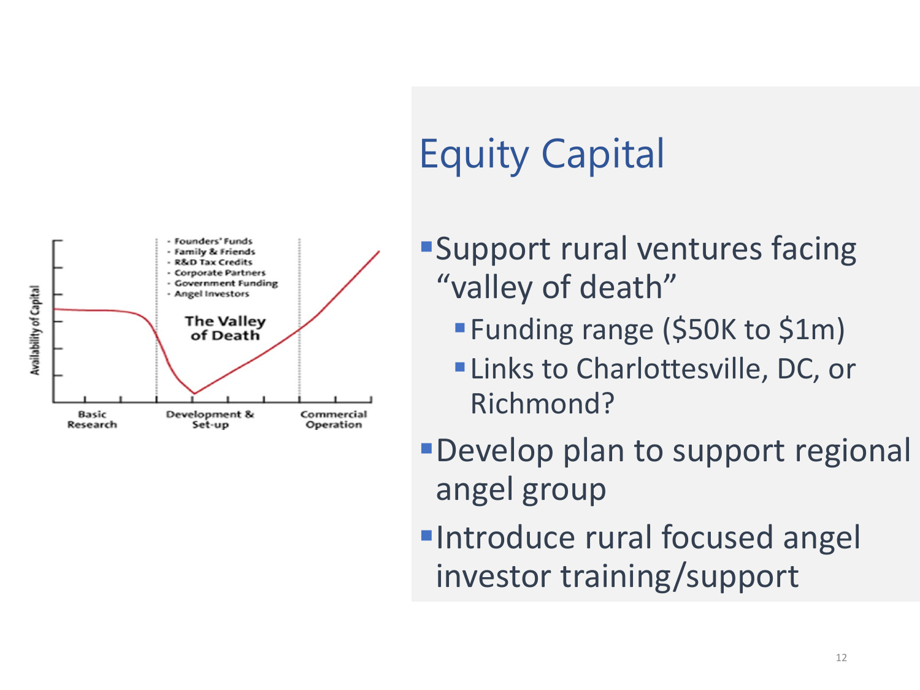# Equity Capital

- Support rural ventures facing "valley of death"
  - Funding range ($50K to $1m)
  - Links to Charlottesville, DC, or Richmond?
- Develop plan to support regional angel group
- Introduce rural focused angel investor training/support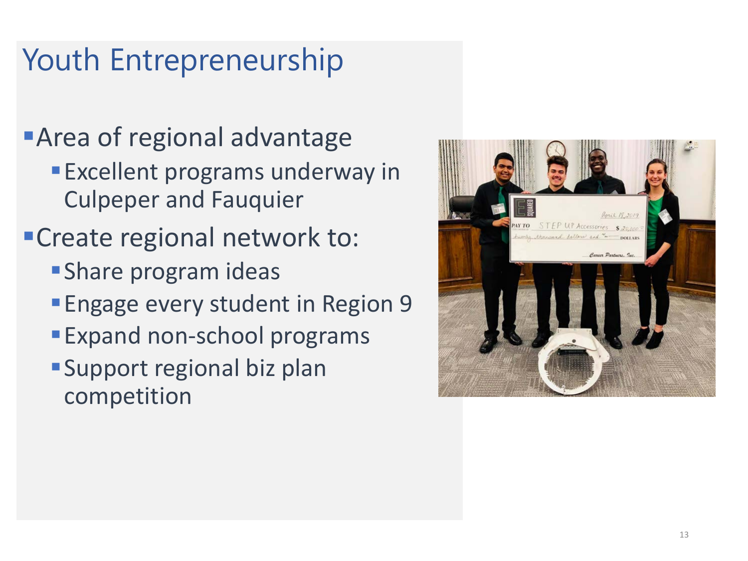# Youth Entrepreneurship

- Area of regional advantage
  - Excellent programs underway in Culpeper and Fauquier
- Create regional network to:
  - Share program ideas
  - Engage every student in Region 9
  - Expand non-school programs
  - Support regional biz plan competition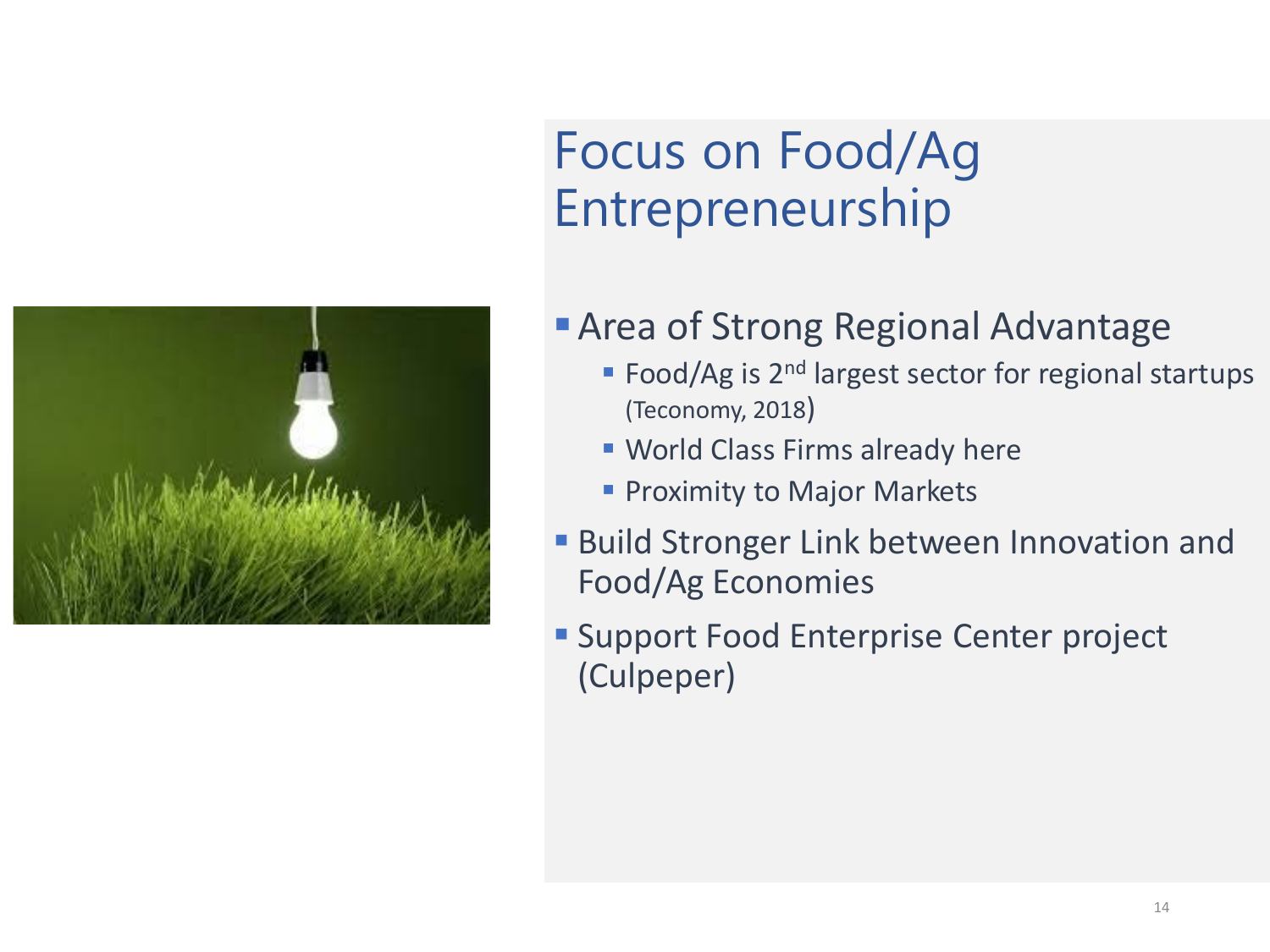# Focus on Food/Ag Entrepreneurship

- Area of Strong Regional Advantage
  - Food/Ag is 2$^{nd}$ largest sector for regional startups (Teconomy, 2018)
  - World Class Firms already here
  - Proximity to Major Markets
- Build Stronger Link between Innovation and Food/Ag Economies
- Support Food Enterprise Center project (Culpeper)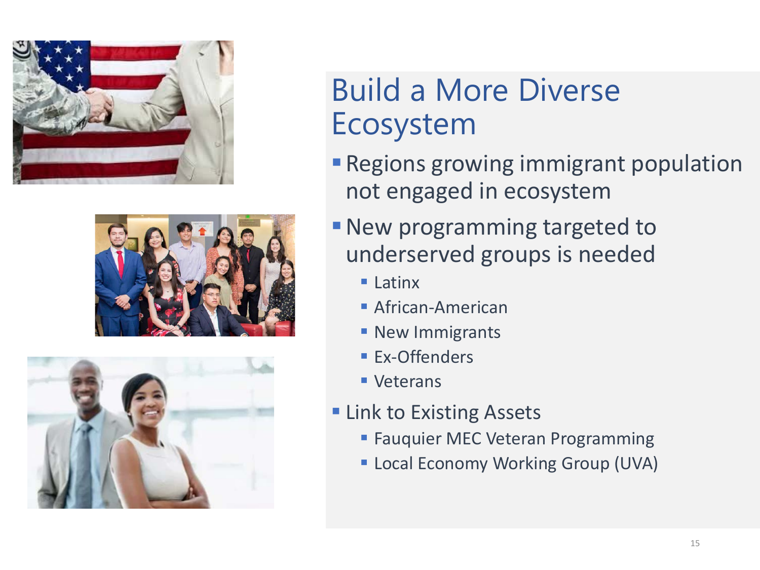# Build a More Diverse Ecosystem

- Regions growing immigrant population not engaged in ecosystem
- New programming targeted to underserved groups is needed
  - Latinx
  - African-American
  - New Immigrants
  - Ex-Offenders
  - Veterans
- Link to Existing Assets
  - Fauquier MEC Veteran Programming
  - Local Economy Working Group (UVA)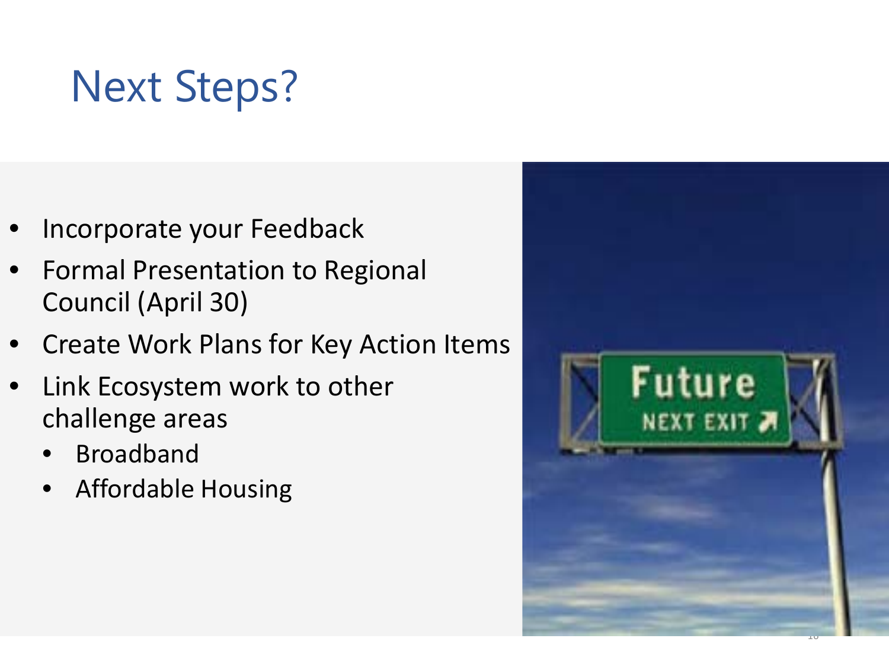# Next Steps?

- Incorporate your Feedback
- Formal Presentation to Regional Council (April 30)
- Create Work Plans for Key Action Items
- Link Ecosystem work to other challenge areas
  - Broadband
  - Affordable Housing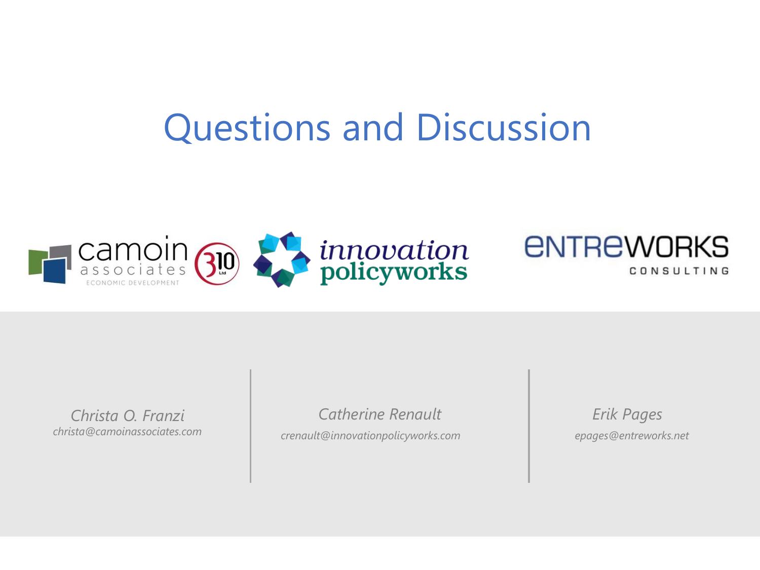# Questions and Discussion

*Christa O. Franzi*
*christa@camoinassociates.com*

*Catherine Renault*
*crenault@innovationpolicyworks.com*

*Erik Pages*
*epages@entreworks.net*